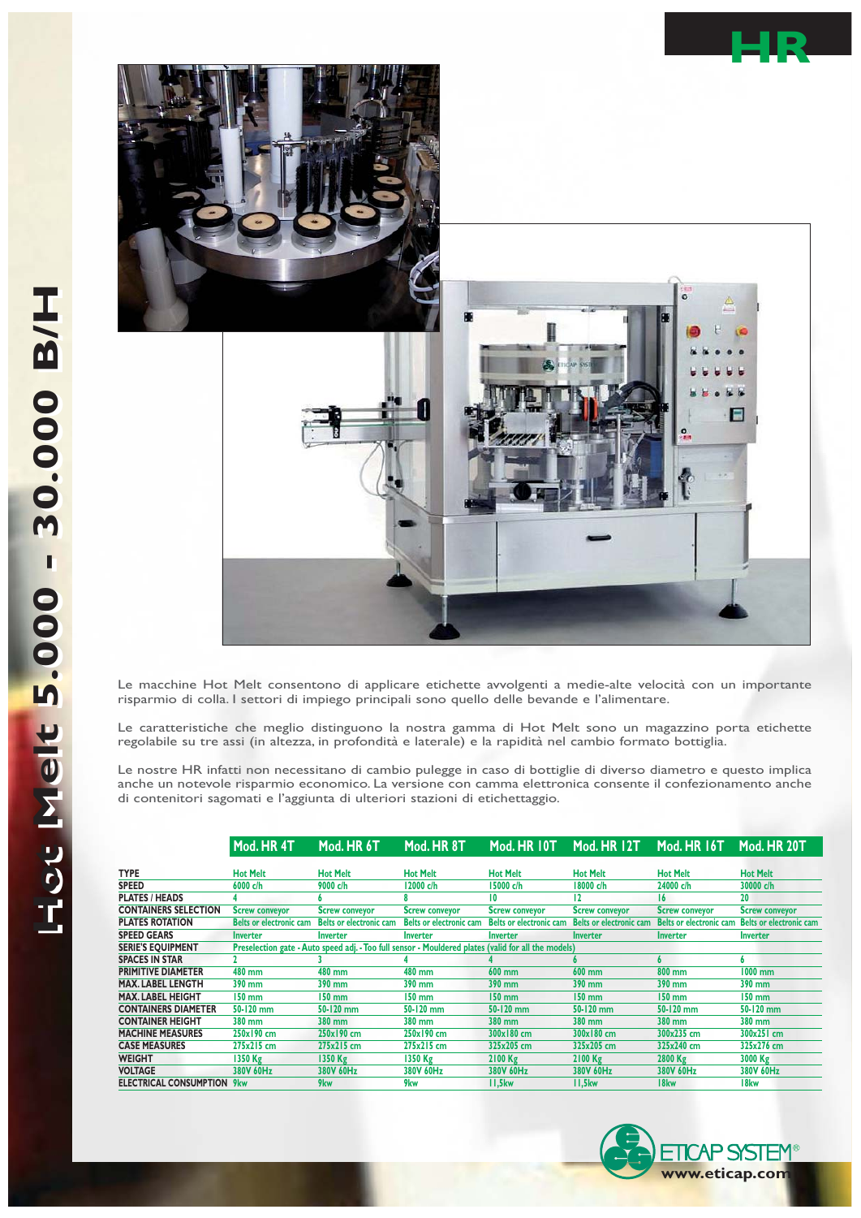# HR

# Hot Melt 5.000 - 30.000 B/H

Le macchine Hot Melt consentono di applicare etichette avvolgenti a medie-alte velocità con un importante risparmio di colla. I settori di impiego principali sono quello delle bevande e l'alimentare.

Le caratteristiche che meglio distinguono la nostra gamma di Hot Melt sono un magazzino porta etichette regolabile su tre assi (in altezza, in profondità e laterale) e la rapidità nel cambio formato bottiglia.

Le nostre HR infatti non necessitano di cambio pulegge in caso di bottiglie di diverso diametro e questo implica anche un notevole risparmio economico. La versione con camma elettronica consente il confezionamento anche di contenitori sagomati e l'aggiunta di ulteriori stazioni di etichettaggio.

| | Mod. HR 4T | Mod. HR 6T | Mod. HR 8T | Mod. HR 10T | Mod. HR 12T | Mod. HR 16T | Mod. HR 20T |
|---|---|---|---|---|---|---|---|
| TYPE | Hot Melt | Hot Melt | Hot Melt | Hot Melt | Hot Melt | Hot Melt | Hot Melt |
| SPEED | 6000 c/h | 9000 c/h | 12000 c/h | 15000 c/h | 18000 c/h | 24000 c/h | 30000 c/h |
| PLATES / HEADS | 4 | 6 | 8 | 10 | 12 | 16 | 20 |
| CONTAINERS SELECTION | Screw conveyor | Screw conveyor | Screw conveyor | Screw conveyor | Screw conveyor | Screw conveyor | Screw conveyor |
| PLATES ROTATION | Belts or electronic cam | Belts or electronic cam | Belts or electronic cam | Belts or electronic cam | Belts or electronic cam | Belts or electronic cam | Belts or electronic cam |
| SPEED GEARS | Inverter | Inverter | Inverter | Inverter | Inverter | Inverter | Inverter |
| SERIE'S EQUIPMENT | Preselection gate - Auto speed adj. - Too full sensor - Mouldered plates (valid for all the models) | | | | | | |
| SPACES IN STAR | 2 | 3 | 4 | 4 | 6 | 6 | 6 |
| PRIMITIVE DIAMETER | 480 mm | 480 mm | 480 mm | 600 mm | 600 mm | 800 mm | 1000 mm |
| MAX. LABEL LENGTH | 390 mm | 390 mm | 390 mm | 390 mm | 390 mm | 390 mm | 390 mm |
| MAX. LABEL HEIGHT | 150 mm | 150 mm | 150 mm | 150 mm | 150 mm | 150 mm | 150 mm |
| CONTAINERS DIAMETER | 50-120 mm | 50-120 mm | 50-120 mm | 50-120 mm | 50-120 mm | 50-120 mm | 50-120 mm |
| CONTAINER HEIGHT | 380 mm | 380 mm | 380 mm | 380 mm | 380 mm | 380 mm | 380 mm |
| MACHINE MEASURES | 250x190 cm | 250x190 cm | 250x190 cm | 300x180 cm | 300x180 cm | 300x235 cm | 300x251 cm |
| CASE MEASURES | 275x215 cm | 275x215 cm | 275x215 cm | 325x205 cm | 325x205 cm | 325x240 cm | 325x276 cm |
| WEIGHT | 1350 Kg | 1350 Kg | 1350 Kg | 2100 Kg | 2100 Kg | 2800 Kg | 3000 Kg |
| VOLTAGE | 380V 60Hz | 380V 60Hz | 380V 60Hz | 380V 60Hz | 380V 60Hz | 380V 60Hz | 380V 60Hz |
| ELECTRICAL CONSUMPTION | 9kw | 9kw | 9kw | 11,5kw | 11,5kw | 18kw | 18kw |

ETICAP SYSTEM®
www.eticap.com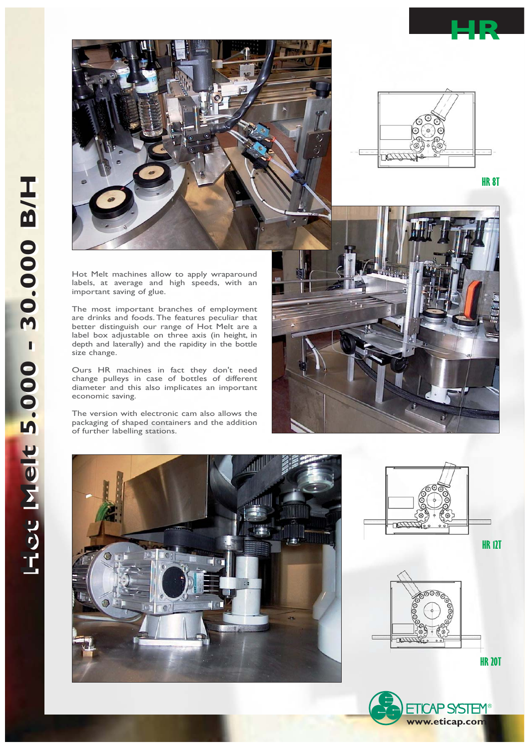# HR

## Hot Melt 5.000 - 30.000 B/H

Hot Melt machines allow to apply wraparound labels, at average and high speeds, with an important saving of glue.

The most important branches of employment are drinks and foods. The features peculiar that better distinguish our range of Hot Melt are a label box adjustable on three axis (in height, in depth and laterally) and the rapidity in the bottle size change.

Ours HR machines in fact they don't need change pulleys in case of bottles of different diameter and this also implicates an important economic saving.

The version with electronic cam also allows the packaging of shaped containers and the addition of further labelling stations.

HR 8T

HR 12T

HR 20T

ETICAP SYSTEM®
www.eticap.com